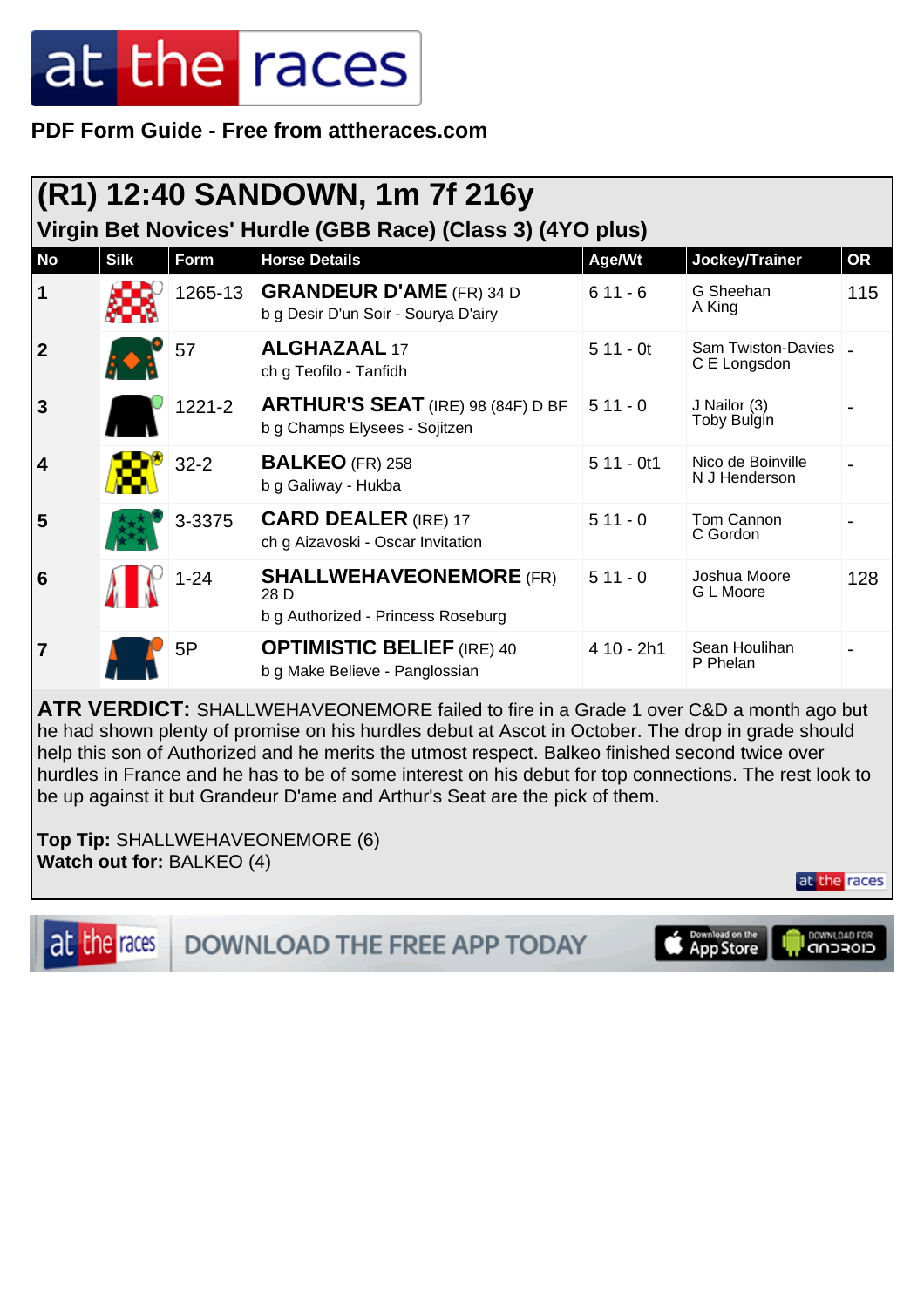PDF Form Guide - Free from attheraces.com

# (R1) 12:40 SANDOWN, 1m 7f 216y

## Virgin Bet Novices' Hurdle (GBB Race) (Class 3) (4YO plus)

| No | Silk | Form | Horse Details | Age/Wt | Jockey/Trainer | OR |
|---|---|---|---|---|---|---|
| 1 | | 1265-13 | **GRANDEUR D'AME** (FR) 34 D<br>b g Desir D'un Soir - Sourya D'airy | 6 11 - 6 | G Sheehan<br>A King | 115 |
| 2 | | 57 | **ALGHAZAAL** 17<br>ch g Teofilo - Tanfidh | 5 11 - 0t | Sam Twiston-Davies<br>C E Longsdon | - |
| 3 | | 1221-2 | **ARTHUR'S SEAT** (IRE) 98 (84F) D BF<br>b g Champs Elysees - Sojitzen | 5 11 - 0 | J Nailor (3)<br>Toby Bulgin | - |
| 4 | | 32-2 | **BALKEO** (FR) 258<br>b g Galiway - Hukba | 5 11 - 0t1 | Nico de Boinville<br>N J Henderson | - |
| 5 | | 3-3375 | **CARD DEALER** (IRE) 17<br>ch g Aizavoski - Oscar Invitation | 5 11 - 0 | Tom Cannon<br>C Gordon | - |
| 6 | | 1-24 | **SHALLWEHAVEONEMORE** (FR) 28 D<br>b g Authorized - Princess Roseburg | 5 11 - 0 | Joshua Moore<br>G L Moore | 128 |
| 7 | | 5P | **OPTIMISTIC BELIEF** (IRE) 40<br>b g Make Believe - Panglossian | 4 10 - 2h1 | Sean Houlihan<br>P Phelan | - |

**ATR VERDICT:** SHALLWEHAVEONEMORE failed to fire in a Grade 1 over C&D a month ago but he had shown plenty of promise on his hurdles debut at Ascot in October. The drop in grade should help this son of Authorized and he merits the utmost respect. Balkeo finished second twice over hurdles in France and he has to be of some interest on his debut for top connections. The rest look to be up against it but Grandeur D'ame and Arthur's Seat are the pick of them.

**Top Tip:** SHALLWEHAVEONEMORE (6)
**Watch out for:** BALKEO (4)

DOWNLOAD THE FREE APP TODAY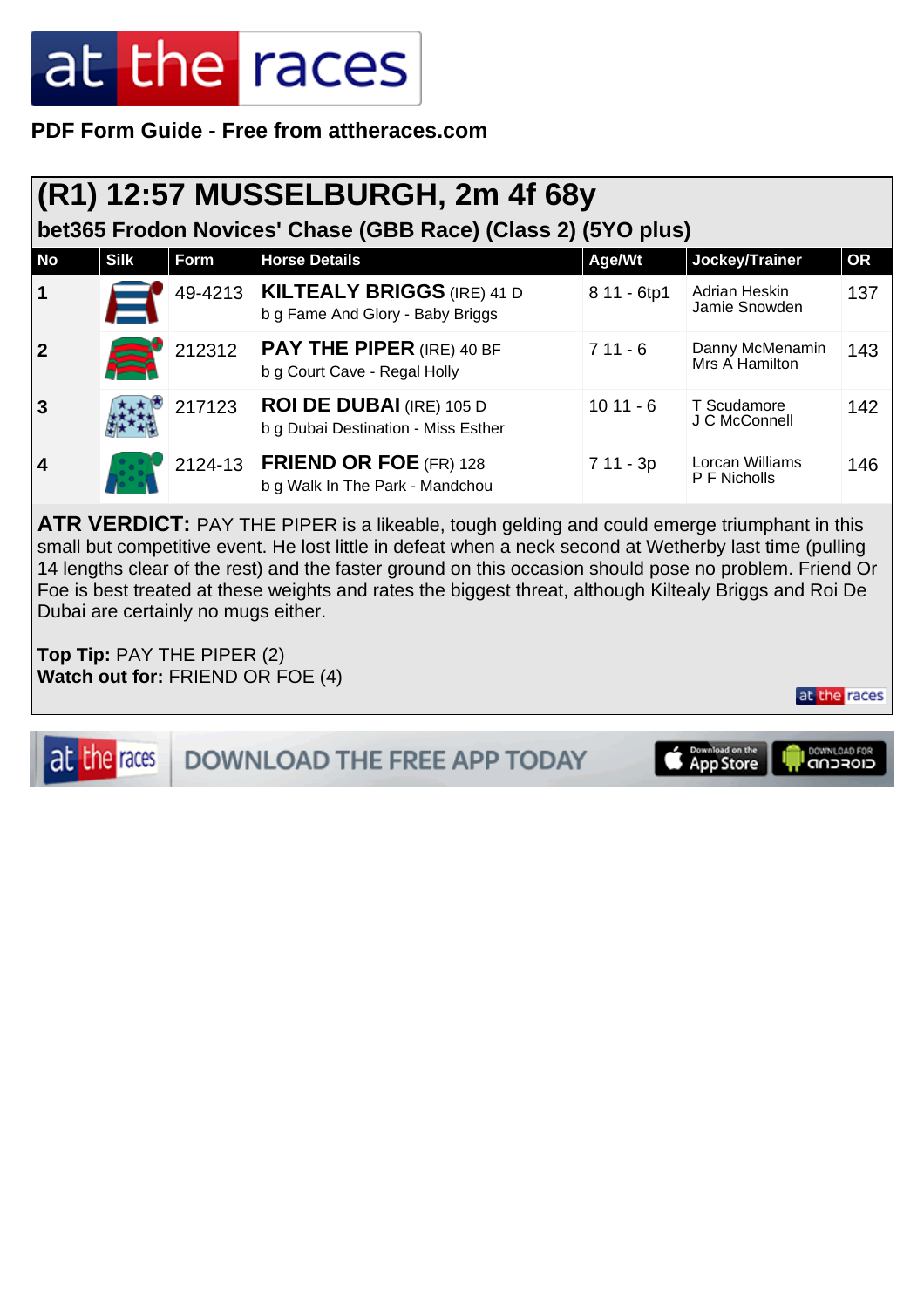# at the races

**PDF Form Guide - Free from attheraces.com**

## (R1) 12:57 MUSSELBURGH, 2m 4f 68y

### bet365 Frodon Novices' Chase (GBB Race) (Class 2) (5YO plus)

| No | Silk | Form | Horse Details | Age/Wt | Jockey/Trainer | OR |
|---|---|---|---|---|---|---|
| 1 | | 49-4213 | **KILTEALY BRIGGS** (IRE) 41 D<br>b g Fame And Glory - Baby Briggs | 8 11 - 6tp1 | Adrian Heskin<br>Jamie Snowden | 137 |
| 2 | | 212312 | **PAY THE PIPER** (IRE) 40 BF<br>b g Court Cave - Regal Holly | 7 11 - 6 | Danny McMenamin<br>Mrs A Hamilton | 143 |
| 3 | | 217123 | **ROI DE DUBAI** (IRE) 105 D<br>b g Dubai Destination - Miss Esther | 10 11 - 6 | T Scudamore<br>J C McConnell | 142 |
| 4 | | 2124-13 | **FRIEND OR FOE** (FR) 128<br>b g Walk In The Park - Mandchou | 7 11 - 3p | Lorcan Williams<br>P F Nicholls | 146 |

**ATR VERDICT:** PAY THE PIPER is a likeable, tough gelding and could emerge triumphant in this small but competitive event. He lost little in defeat when a neck second at Wetherby last time (pulling 14 lengths clear of the rest) and the faster ground on this occasion should pose no problem. Friend Or Foe is best treated at these weights and rates the biggest threat, although Kiltealy Briggs and Roi De Dubai are certainly no mugs either.

**Top Tip:** PAY THE PIPER (2)
**Watch out for:** FRIEND OR FOE (4)

DOWNLOAD THE FREE APP TODAY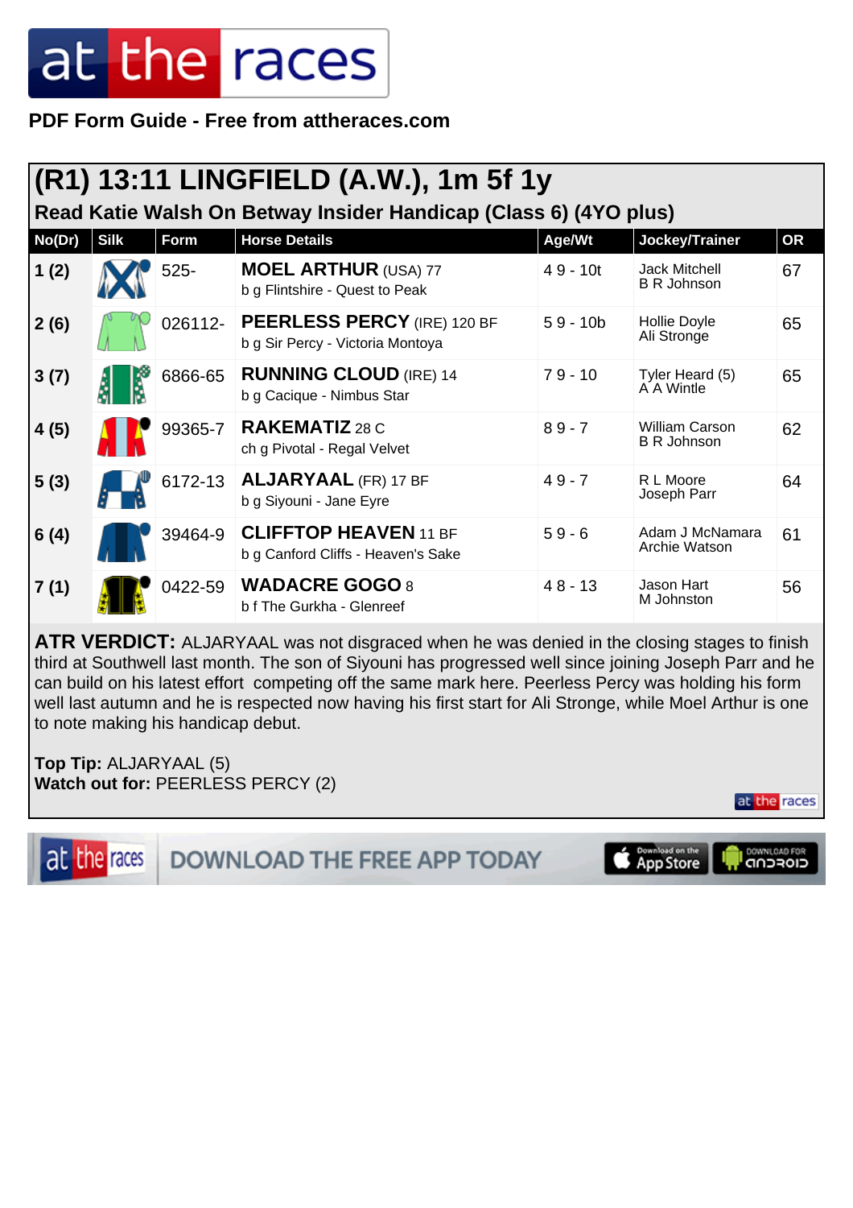**PDF Form Guide - Free from attheraces.com**

## (R1) 13:11 LINGFIELD (A.W.), 1m 5f 1y

### Read Katie Walsh On Betway Insider Handicap (Class 6) (4YO plus)

| No(Dr) | Silk | Form | Horse Details | Age/Wt | Jockey/Trainer | OR |
|---|---|---|---|---|---|---|
| 1 (2) | | 525- | **MOEL ARTHUR** (USA) 77<br>b g Flintshire - Quest to Peak | 4 9 - 10t | Jack Mitchell<br>B R Johnson | 67 |
| 2 (6) | | 026112- | **PEERLESS PERCY** (IRE) 120 BF<br>b g Sir Percy - Victoria Montoya | 5 9 - 10b | Hollie Doyle<br>Ali Stronge | 65 |
| 3 (7) | | 6866-65 | **RUNNING CLOUD** (IRE) 14<br>b g Cacique - Nimbus Star | 7 9 - 10 | Tyler Heard (5)<br>A A Wintle | 65 |
| 4 (5) | | 99365-7 | **RAKEMATIZ** 28 C<br>ch g Pivotal - Regal Velvet | 8 9 - 7 | William Carson<br>B R Johnson | 62 |
| 5 (3) | | 6172-13 | **ALJARYAAL** (FR) 17 BF<br>b g Siyouni - Jane Eyre | 4 9 - 7 | R L Moore<br>Joseph Parr | 64 |
| 6 (4) | | 39464-9 | **CLIFFTOP HEAVEN** 11 BF<br>b g Canford Cliffs - Heaven's Sake | 5 9 - 6 | Adam J McNamara<br>Archie Watson | 61 |
| 7 (1) | | 0422-59 | **WADACRE GOGO** 8<br>b f The Gurkha - Glenreef | 4 8 - 13 | Jason Hart<br>M Johnston | 56 |

**ATR VERDICT:** ALJARYAAL was not disgraced when he was denied in the closing stages to finish third at Southwell last month. The son of Siyouni has progressed well since joining Joseph Parr and he can build on his latest effort competing off the same mark here. Peerless Percy was holding his form well last autumn and he is respected now having his first start for Ali Stronge, while Moel Arthur is one to note making his handicap debut.

**Top Tip:** ALJARYAAL (5)
**Watch out for:** PEERLESS PERCY (2)

DOWNLOAD THE FREE APP TODAY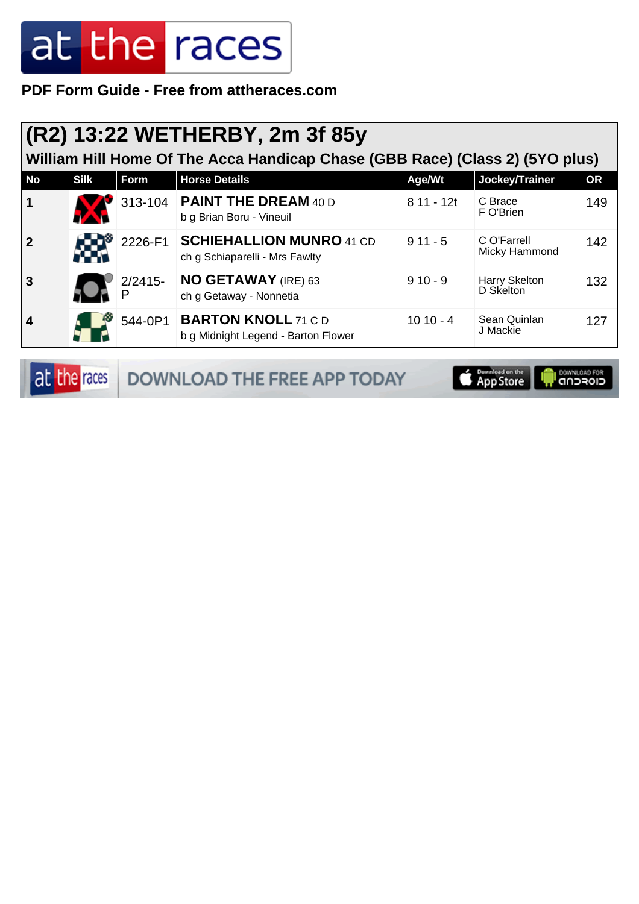PDF Form Guide - Free from attheraces.com

# (R2) 13:22 WETHERBY, 2m 3f 85y

## William Hill Home Of The Acca Handicap Chase (GBB Race) (Class 2) (5YO plus)

| No | Silk | Form | Horse Details | Age/Wt | Jockey/Trainer | OR |
|---|---|---|---|---|---|---|
| 1 | | 313-104 | **PAINT THE DREAM** 40 D<br>b g Brian Boru - Vineuil | 8 11 - 12t | C Brace<br>F O'Brien | 149 |
| 2 | | 2226-F1 | **SCHIEHALLION MUNRO** 41 CD<br>ch g Schiaparelli - Mrs Fawlty | 9 11 - 5 | C O'Farrell<br>Micky Hammond | 142 |
| 3 | | 2/2415-P | **NO GETAWAY** (IRE) 63<br>ch g Getaway - Nonnetia | 9 10 - 9 | Harry Skelton<br>D Skelton | 132 |
| 4 | | 544-0P1 | **BARTON KNOLL** 71 C D<br>b g Midnight Legend - Barton Flower | 10 10 - 4 | Sean Quinlan<br>J Mackie | 127 |

DOWNLOAD THE FREE APP TODAY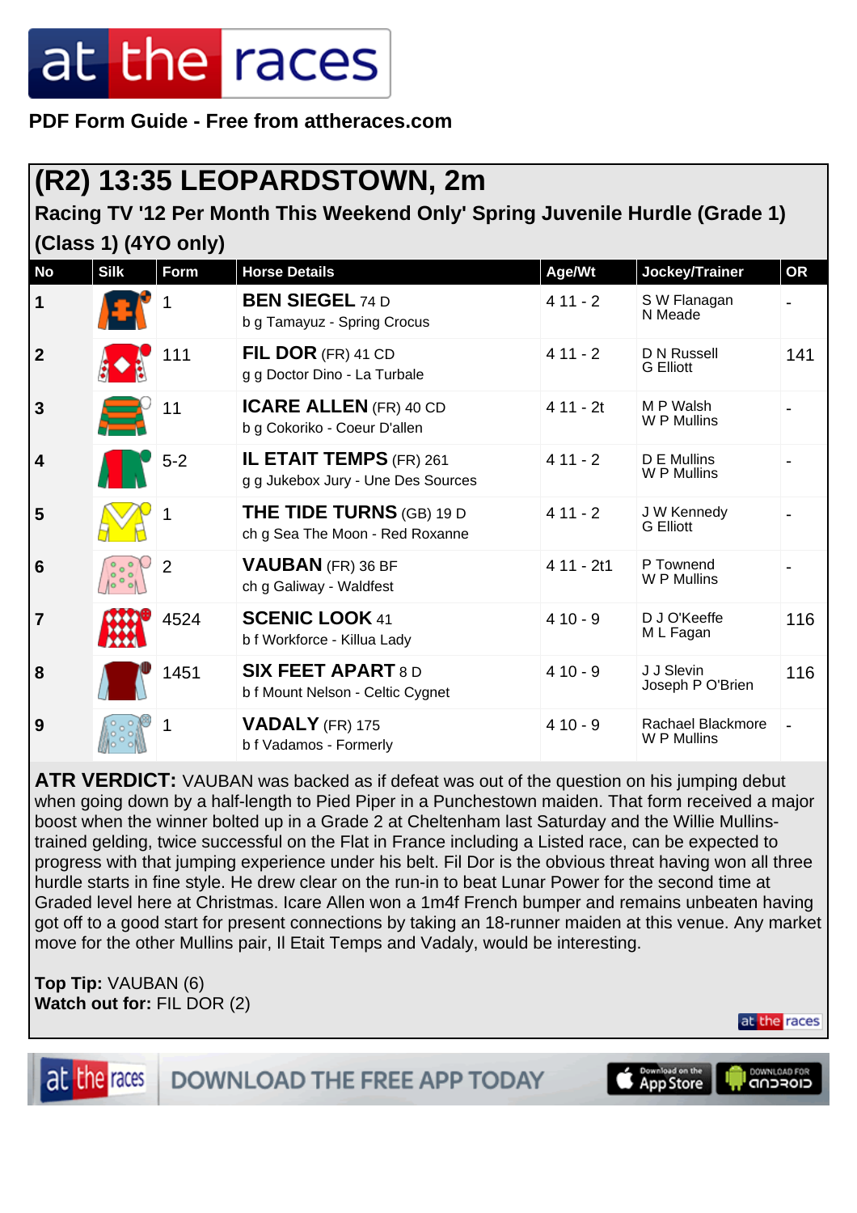PDF Form Guide - Free from attheraces.com

# (R2) 13:35 LEOPARDSTOWN, 2m

## Racing TV '12 Per Month This Weekend Only' Spring Juvenile Hurdle (Grade 1) (Class 1) (4YO only)

| No | Silk | Form | Horse Details | Age/Wt | Jockey/Trainer | OR |
|---|---|---|---|---|---|---|
| 1 | | 1 | **BEN SIEGEL** 74 D<br>b g Tamayuz - Spring Crocus | 4 11 - 2 | S W Flanagan<br>N Meade | - |
| 2 | | 111 | **FIL DOR** (FR) 41 CD<br>g g Doctor Dino - La Turbale | 4 11 - 2 | D N Russell<br>G Elliott | 141 |
| 3 | | 11 | **ICARE ALLEN** (FR) 40 CD<br>b g Cokoriko - Coeur D'allen | 4 11 - 2t | M P Walsh<br>W P Mullins | - |
| 4 | | 5-2 | **IL ETAIT TEMPS** (FR) 261<br>g g Jukebox Jury - Une Des Sources | 4 11 - 2 | D E Mullins<br>W P Mullins | - |
| 5 | | 1 | **THE TIDE TURNS** (GB) 19 D<br>ch g Sea The Moon - Red Roxanne | 4 11 - 2 | J W Kennedy<br>G Elliott | - |
| 6 | | 2 | **VAUBAN** (FR) 36 BF<br>ch g Galiway - Waldfest | 4 11 - 2t1 | P Townend<br>W P Mullins | - |
| 7 | | 4524 | **SCENIC LOOK** 41<br>b f Workforce - Killua Lady | 4 10 - 9 | D J O'Keeffe<br>M L Fagan | 116 |
| 8 | | 1451 | **SIX FEET APART** 8 D<br>b f Mount Nelson - Celtic Cygnet | 4 10 - 9 | J J Slevin<br>Joseph P O'Brien | 116 |
| 9 | | 1 | **VADALY** (FR) 175<br>b f Vadamos - Formerly | 4 10 - 9 | Rachael Blackmore<br>W P Mullins | - |

**ATR VERDICT:** VAUBAN was backed as if defeat was out of the question on his jumping debut when going down by a half-length to Pied Piper in a Punchestown maiden. That form received a major boost when the winner bolted up in a Grade 2 at Cheltenham last Saturday and the Willie Mullins-trained gelding, twice successful on the Flat in France including a Listed race, can be expected to progress with that jumping experience under his belt. Fil Dor is the obvious threat having won all three hurdle starts in fine style. He drew clear on the run-in to beat Lunar Power for the second time at Graded level here at Christmas. Icare Allen won a 1m4f French bumper and remains unbeaten having got off to a good start for present connections by taking an 18-runner maiden at this venue. Any market move for the other Mullins pair, Il Etait Temps and Vadaly, would be interesting.

**Top Tip:** VAUBAN (6)
**Watch out for:** FIL DOR (2)

DOWNLOAD THE FREE APP TODAY